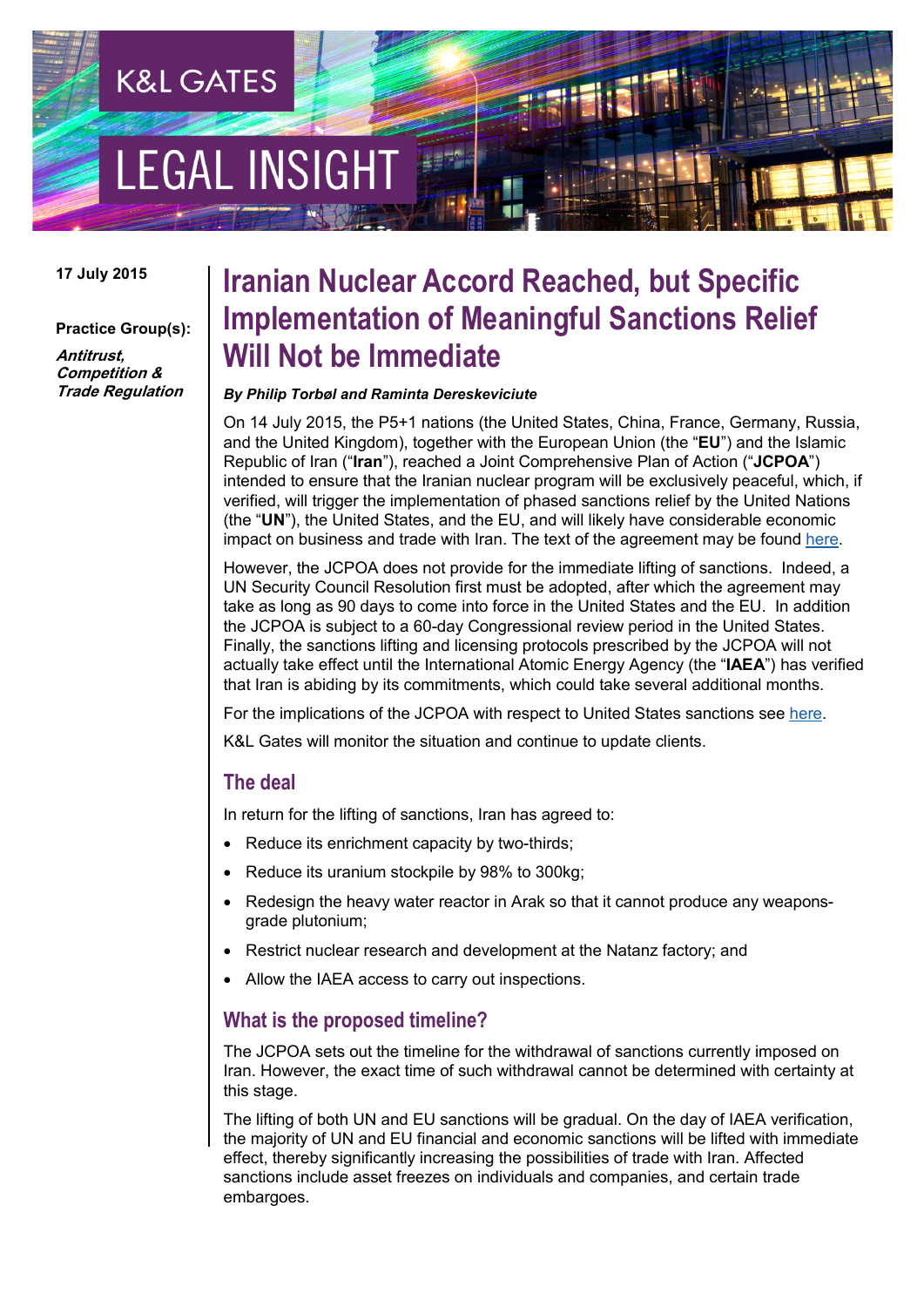K&L GATES

LEGAL INSIGHT

**17 July 2015**

**Practice Group(s):**

***Antitrust, Competition & Trade Regulation***

# Iranian Nuclear Accord Reached, but Specific Implementation of Meaningful Sanctions Relief Will Not be Immediate

***By Philip Torbøl and Raminta Dereskeviciute***

On 14 July 2015, the P5+1 nations (the United States, China, France, Germany, Russia, and the United Kingdom), together with the European Union (the "**EU**") and the Islamic Republic of Iran ("**Iran**"), reached a Joint Comprehensive Plan of Action ("**JCPOA**") intended to ensure that the Iranian nuclear program will be exclusively peaceful, which, if verified, will trigger the implementation of phased sanctions relief by the United Nations (the "**UN**"), the United States, and the EU, and will likely have considerable economic impact on business and trade with Iran. The text of the agreement may be found here.

However, the JCPOA does not provide for the immediate lifting of sanctions. Indeed, a UN Security Council Resolution first must be adopted, after which the agreement may take as long as 90 days to come into force in the United States and the EU. In addition the JCPOA is subject to a 60-day Congressional review period in the United States. Finally, the sanctions lifting and licensing protocols prescribed by the JCPOA will not actually take effect until the International Atomic Energy Agency (the "**IAEA**") has verified that Iran is abiding by its commitments, which could take several additional months.

For the implications of the JCPOA with respect to United States sanctions see here.

K&L Gates will monitor the situation and continue to update clients.

## The deal

In return for the lifting of sanctions, Iran has agreed to:

- Reduce its enrichment capacity by two-thirds;
- Reduce its uranium stockpile by 98% to 300kg;
- Redesign the heavy water reactor in Arak so that it cannot produce any weapons-grade plutonium;
- Restrict nuclear research and development at the Natanz factory; and
- Allow the IAEA access to carry out inspections.

## What is the proposed timeline?

The JCPOA sets out the timeline for the withdrawal of sanctions currently imposed on Iran. However, the exact time of such withdrawal cannot be determined with certainty at this stage.

The lifting of both UN and EU sanctions will be gradual. On the day of IAEA verification, the majority of UN and EU financial and economic sanctions will be lifted with immediate effect, thereby significantly increasing the possibilities of trade with Iran. Affected sanctions include asset freezes on individuals and companies, and certain trade embargoes.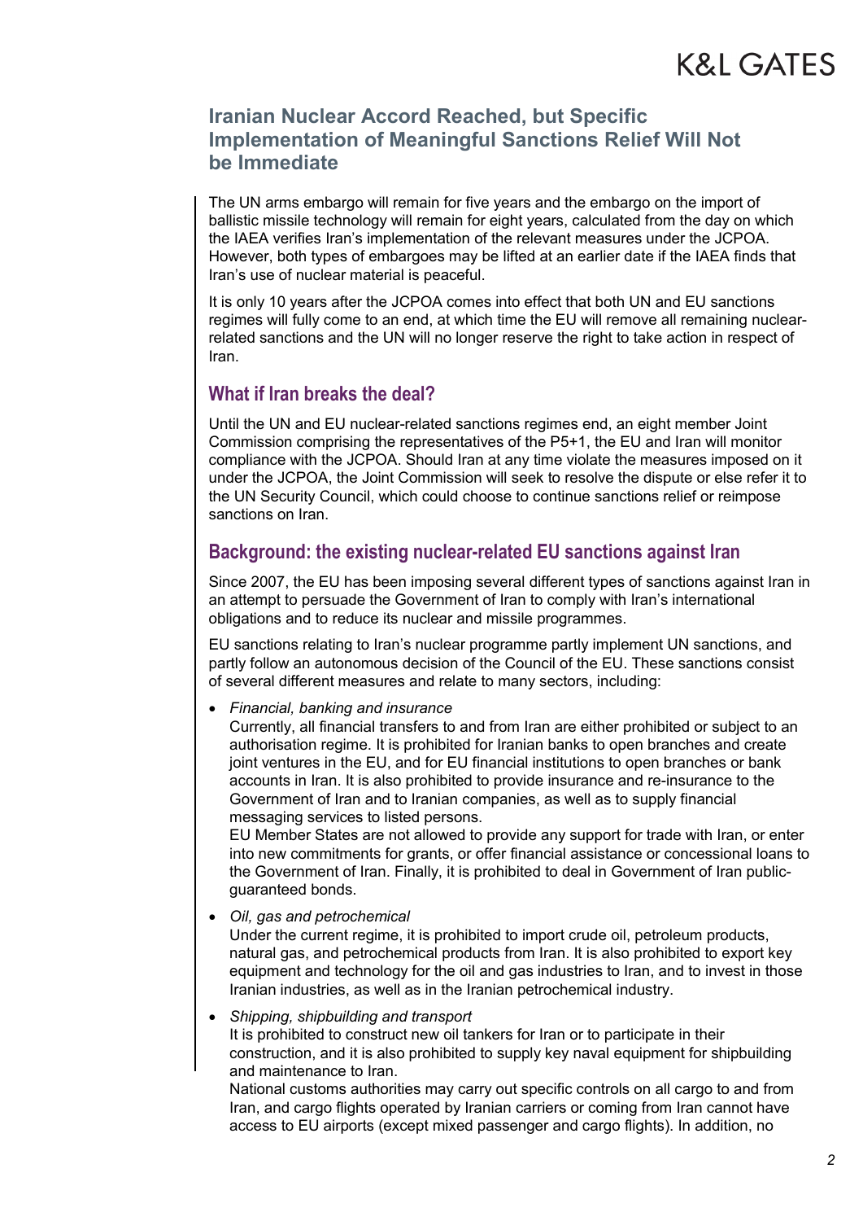The UN arms embargo will remain for five years and the embargo on the import of ballistic missile technology will remain for eight years, calculated from the day on which the IAEA verifies Iran's implementation of the relevant measures under the JCPOA. However, both types of embargoes may be lifted at an earlier date if the IAEA finds that Iran's use of nuclear material is peaceful.

It is only 10 years after the JCPOA comes into effect that both UN and EU sanctions regimes will fully come to an end, at which time the EU will remove all remaining nuclear-related sanctions and the UN will no longer reserve the right to take action in respect of Iran.

## What if Iran breaks the deal?

Until the UN and EU nuclear-related sanctions regimes end, an eight member Joint Commission comprising the representatives of the P5+1, the EU and Iran will monitor compliance with the JCPOA. Should Iran at any time violate the measures imposed on it under the JCPOA, the Joint Commission will seek to resolve the dispute or else refer it to the UN Security Council, which could choose to continue sanctions relief or reimpose sanctions on Iran.

## Background: the existing nuclear-related EU sanctions against Iran

Since 2007, the EU has been imposing several different types of sanctions against Iran in an attempt to persuade the Government of Iran to comply with Iran's international obligations and to reduce its nuclear and missile programmes.

EU sanctions relating to Iran's nuclear programme partly implement UN sanctions, and partly follow an autonomous decision of the Council of the EU. These sanctions consist of several different measures and relate to many sectors, including:

- *Financial, banking and insurance*
  Currently, all financial transfers to and from Iran are either prohibited or subject to an authorisation regime. It is prohibited for Iranian banks to open branches and create joint ventures in the EU, and for EU financial institutions to open branches or bank accounts in Iran. It is also prohibited to provide insurance and re-insurance to the Government of Iran and to Iranian companies, as well as to supply financial messaging services to listed persons.
  EU Member States are not allowed to provide any support for trade with Iran, or enter into new commitments for grants, or offer financial assistance or concessional loans to the Government of Iran. Finally, it is prohibited to deal in Government of Iran public-guaranteed bonds.
- *Oil, gas and petrochemical*
  Under the current regime, it is prohibited to import crude oil, petroleum products, natural gas, and petrochemical products from Iran. It is also prohibited to export key equipment and technology for the oil and gas industries to Iran, and to invest in those Iranian industries, as well as in the Iranian petrochemical industry.
- *Shipping, shipbuilding and transport*
  It is prohibited to construct new oil tankers for Iran or to participate in their construction, and it is also prohibited to supply key naval equipment for shipbuilding and maintenance to Iran.
  National customs authorities may carry out specific controls on all cargo to and from Iran, and cargo flights operated by Iranian carriers or coming from Iran cannot have access to EU airports (except mixed passenger and cargo flights). In addition, no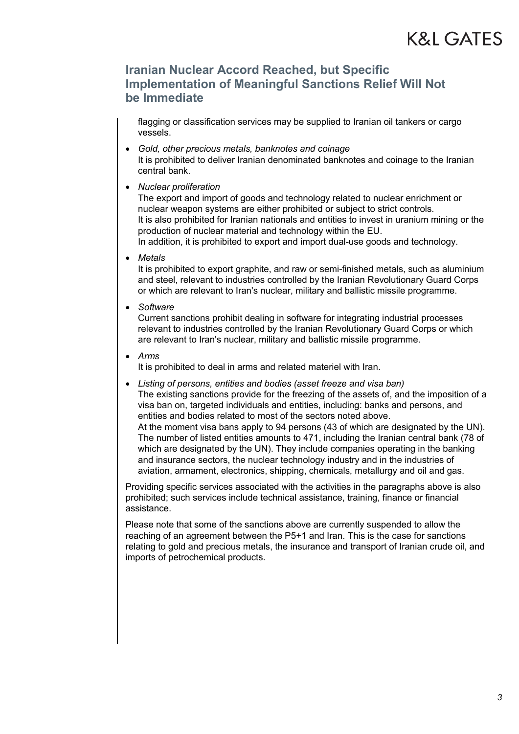flagging or classification services may be supplied to Iranian oil tankers or cargo vessels.

- *Gold, other precious metals, banknotes and coinage*
  It is prohibited to deliver Iranian denominated banknotes and coinage to the Iranian central bank.
- *Nuclear proliferation*
  The export and import of goods and technology related to nuclear enrichment or nuclear weapon systems are either prohibited or subject to strict controls.
  It is also prohibited for Iranian nationals and entities to invest in uranium mining or the production of nuclear material and technology within the EU.
  In addition, it is prohibited to export and import dual-use goods and technology.
- *Metals*
  It is prohibited to export graphite, and raw or semi-finished metals, such as aluminium and steel, relevant to industries controlled by the Iranian Revolutionary Guard Corps or which are relevant to Iran's nuclear, military and ballistic missile programme.
- *Software*
  Current sanctions prohibit dealing in software for integrating industrial processes relevant to industries controlled by the Iranian Revolutionary Guard Corps or which are relevant to Iran's nuclear, military and ballistic missile programme.
- *Arms*
  It is prohibited to deal in arms and related materiel with Iran.
- *Listing of persons, entities and bodies (asset freeze and visa ban)*
  The existing sanctions provide for the freezing of the assets of, and the imposition of a visa ban on, targeted individuals and entities, including: banks and persons, and entities and bodies related to most of the sectors noted above.
  At the moment visa bans apply to 94 persons (43 of which are designated by the UN). The number of listed entities amounts to 471, including the Iranian central bank (78 of which are designated by the UN). They include companies operating in the banking and insurance sectors, the nuclear technology industry and in the industries of aviation, armament, electronics, shipping, chemicals, metallurgy and oil and gas.

Providing specific services associated with the activities in the paragraphs above is also prohibited; such services include technical assistance, training, finance or financial assistance.

Please note that some of the sanctions above are currently suspended to allow the reaching of an agreement between the P5+1 and Iran. This is the case for sanctions relating to gold and precious metals, the insurance and transport of Iranian crude oil, and imports of petrochemical products.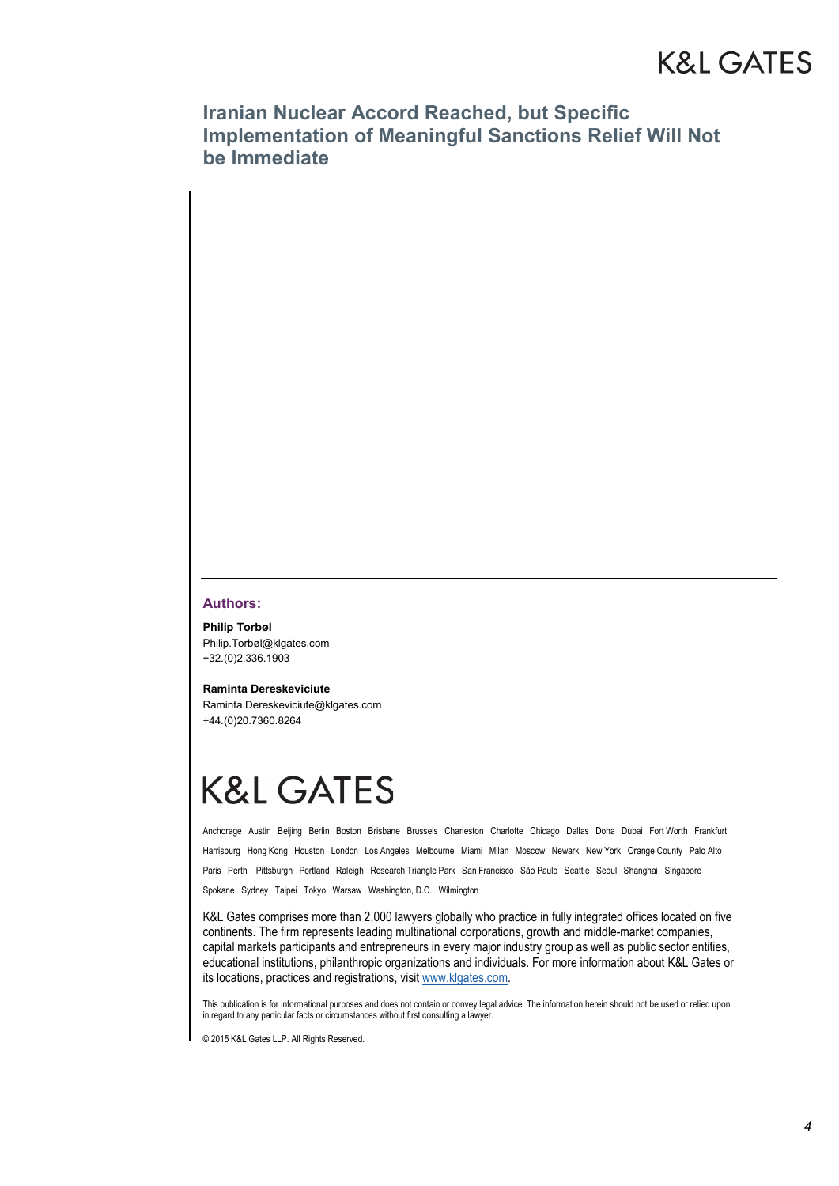## Iranian Nuclear Accord Reached, but Specific Implementation of Meaningful Sanctions Relief Will Not be Immediate

**Authors:**

**Philip Torbøl**
Philip.Torbøl@klgates.com
+32.(0)2.336.1903

**Raminta Dereskeviciute**
Raminta.Dereskeviciute@klgates.com
+44.(0)20.7360.8264

K&L GATES

Anchorage Austin Beijing Berlin Boston Brisbane Brussels Charleston Charlotte Chicago Dallas Doha Dubai Fort Worth Frankfurt Harrisburg Hong Kong Houston London Los Angeles Melbourne Miami Milan Moscow Newark New York Orange County Palo Alto Paris Perth Pittsburgh Portland Raleigh Research Triangle Park San Francisco São Paulo Seattle Seoul Shanghai Singapore Spokane Sydney Taipei Tokyo Warsaw Washington, D.C. Wilmington

K&L Gates comprises more than 2,000 lawyers globally who practice in fully integrated offices located on five continents. The firm represents leading multinational corporations, growth and middle-market companies, capital markets participants and entrepreneurs in every major industry group as well as public sector entities, educational institutions, philanthropic organizations and individuals. For more information about K&L Gates or its locations, practices and registrations, visit www.klgates.com.

This publication is for informational purposes and does not contain or convey legal advice. The information herein should not be used or relied upon in regard to any particular facts or circumstances without first consulting a lawyer.

© 2015 K&L Gates LLP. All Rights Reserved.